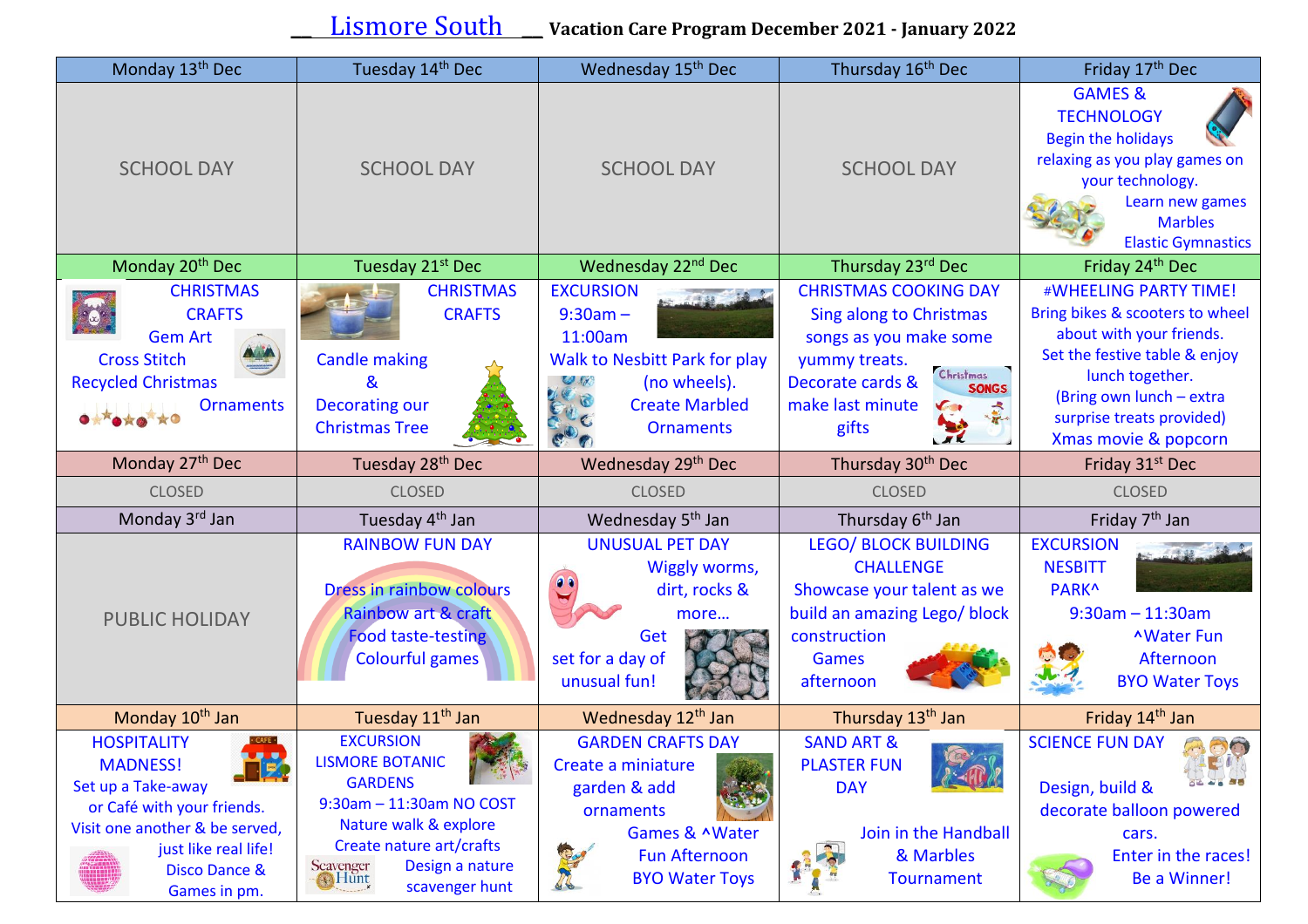# __ Lismore South __ Vacation Care Program December 2021 - January 2022

| Monday 13th Dec | Tuesday 14th Dec | Wednesday 15th Dec | Thursday 16th Dec | Friday 17th Dec |
|---|---|---|---|---|
| SCHOOL DAY | SCHOOL DAY | SCHOOL DAY | SCHOOL DAY | GAMES & TECHNOLOGY<br>Begin the holidays relaxing as you play games on your technology.<br>Learn new games<br>Marbles<br>Elastic Gymnastics |
| **Monday 20th Dec** | **Tuesday 21st Dec** | **Wednesday 22nd Dec** | **Thursday 23rd Dec** | **Friday 24th Dec** |
| CHRISTMAS CRAFTS<br>Gem Art<br>Cross Stitch<br>Recycled Christmas Ornaments | CHRISTMAS CRAFTS<br>Candle making &<br>Decorating our Christmas Tree | EXCURSION<br>9:30am – 11:00am<br>Walk to Nesbitt Park for play (no wheels).<br>Create Marbled Ornaments | CHRISTMAS COOKING DAY<br>Sing along to Christmas songs as you make some yummy treats.<br>Decorate cards & make last minute gifts | #WHEELING PARTY TIME!<br>Bring bikes & scooters to wheel about with your friends.<br>Set the festive table & enjoy lunch together.<br>(Bring own lunch – extra surprise treats provided)<br>Xmas movie & popcorn |
| **Monday 27th Dec** | **Tuesday 28th Dec** | **Wednesday 29th Dec** | **Thursday 30th Dec** | **Friday 31st Dec** |
| CLOSED | CLOSED | CLOSED | CLOSED | CLOSED |
| **Monday 3rd Jan** | **Tuesday 4th Jan** | **Wednesday 5th Jan** | **Thursday 6th Jan** | **Friday 7th Jan** |
| PUBLIC HOLIDAY | RAINBOW FUN DAY<br>Dress in rainbow colours<br>Rainbow art & craft<br>Food taste-testing<br>Colourful games | UNUSUAL PET DAY<br>Wiggly worms, dirt, rocks & more…<br>Get set for a day of unusual fun! | LEGO/ BLOCK BUILDING CHALLENGE<br>Showcase your talent as we build an amazing Lego/ block construction<br>Games afternoon | EXCURSION NESBITT PARK^<br>9:30am – 11:30am<br>^Water Fun Afternoon<br>BYO Water Toys |
| **Monday 10th Jan** | **Tuesday 11th Jan** | **Wednesday 12th Jan** | **Thursday 13th Jan** | **Friday 14th Jan** |
| HOSPITALITY MADNESS!<br>Set up a Take-away or Café with your friends.<br>Visit one another & be served, just like real life!<br>Disco Dance & Games in pm. | EXCURSION<br>LISMORE BOTANIC GARDENS<br>9:30am – 11:30am NO COST<br>Nature walk & explore<br>Create nature art/crafts<br>Design a nature scavenger hunt | GARDEN CRAFTS DAY<br>Create a miniature garden & add ornaments<br>Games & ^Water Fun Afternoon<br>BYO Water Toys | SAND ART & PLASTER FUN DAY<br>Join in the Handball & Marbles Tournament | SCIENCE FUN DAY<br>Design, build & decorate balloon powered cars.<br>Enter in the races!<br>Be a Winner! |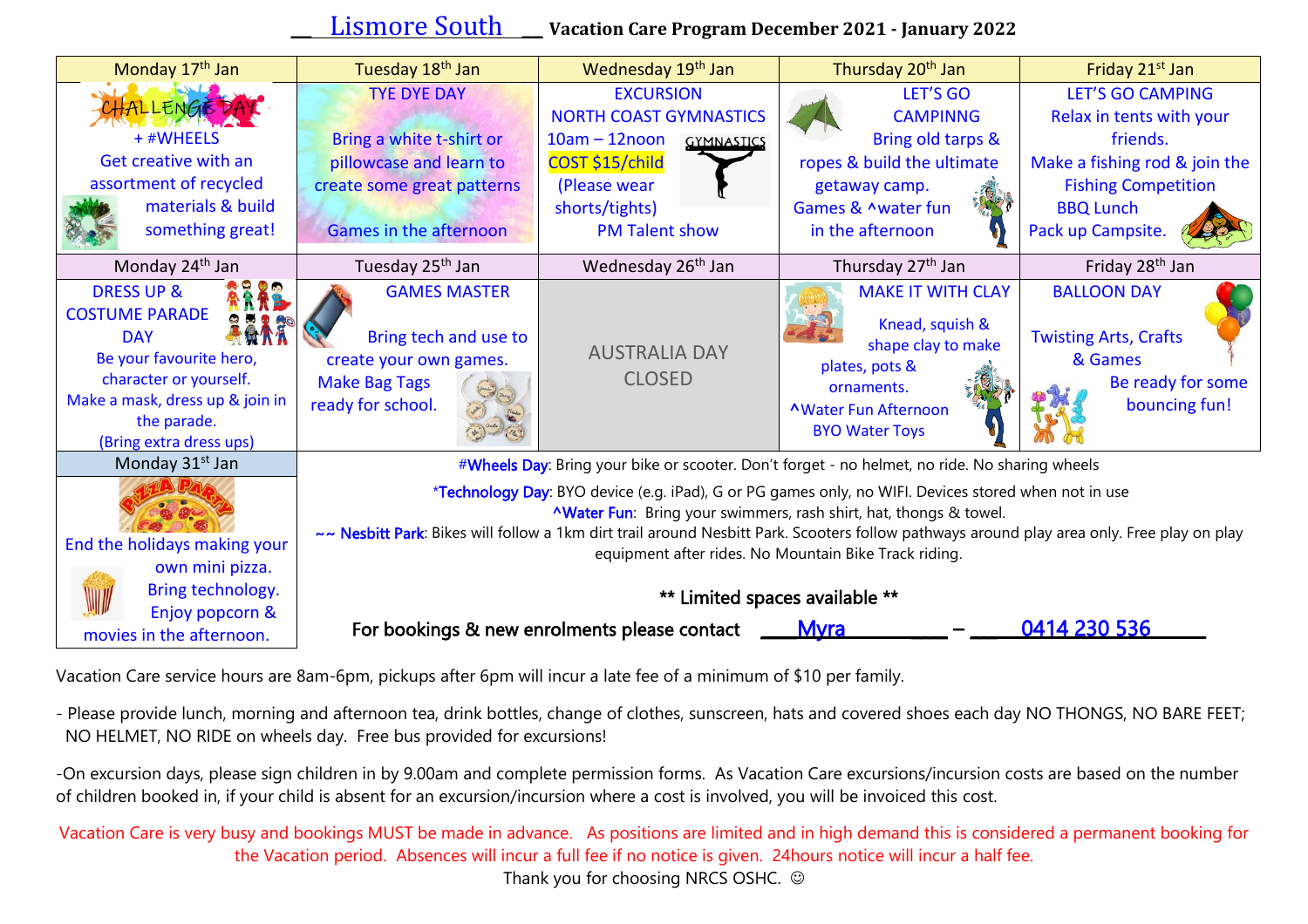# \_\_ Lismore South \_\_ Vacation Care Program December 2021 - January 2022

| Monday 17th Jan | Tuesday 18th Jan | Wednesday 19th Jan | Thursday 20th Jan | Friday 21st Jan |
|---|---|---|---|---|
| CHALLENGE DAY + #WHEELS Get creative with an assortment of recycled materials & build something great! | TYE DYE DAY Bring a white t-shirt or pillowcase and learn to create some great patterns Games in the afternoon | EXCURSION NORTH COAST GYMNASTICS 10am – 12noon COST $15/child (Please wear shorts/tights) PM Talent show | LET'S GO CAMPINNG Bring old tarps & ropes & build the ultimate getaway camp. Games & ^water fun in the afternoon | LET'S GO CAMPING Relax in tents with your friends. Make a fishing rod & join the Fishing Competition BBQ Lunch Pack up Campsite. |
| **Monday 24th Jan** | **Tuesday 25th Jan** | **Wednesday 26th Jan** | **Thursday 27th Jan** | **Friday 28th Jan** |
| DRESS UP & COSTUME PARADE DAY Be your favourite hero, character or yourself. Make a mask, dress up & join in the parade. (Bring extra dress ups) | GAMES MASTER Bring tech and use to create your own games. Make Bag Tags ready for school. | AUSTRALIA DAY CLOSED | MAKE IT WITH CLAY Knead, squish & shape clay to make plates, pots & ornaments. ^Water Fun Afternoon BYO Water Toys | BALLOON DAY Twisting Arts, Crafts & Games Be ready for some bouncing fun! |
| **Monday 31st Jan** | | | | |
| PIZZA PARTY End the holidays making your own mini pizza. Bring technology. Enjoy popcorn & movies in the afternoon. | | | | |

#Wheels Day: Bring your bike or scooter. Don't forget - no helmet, no ride. No sharing wheels

*Technology Day: BYO device (e.g. iPad), G or PG games only, no WIFI. Devices stored when not in use

^Water Fun: Bring your swimmers, rash shirt, hat, thongs & towel.

~~ Nesbitt Park: Bikes will follow a 1km dirt trail around Nesbitt Park. Scooters follow pathways around play area only. Free play on play equipment after rides. No Mountain Bike Track riding.

\*\* Limited spaces available \*\*

For bookings & new enrolments please contact Myra – 0414 230 536

Vacation Care service hours are 8am-6pm, pickups after 6pm will incur a late fee of a minimum of $10 per family.

- Please provide lunch, morning and afternoon tea, drink bottles, change of clothes, sunscreen, hats and covered shoes each day NO THONGS, NO BARE FEET; NO HELMET, NO RIDE on wheels day. Free bus provided for excursions!

-On excursion days, please sign children in by 9.00am and complete permission forms. As Vacation Care excursions/incursion costs are based on the number of children booked in, if your child is absent for an excursion/incursion where a cost is involved, you will be invoiced this cost.

Vacation Care is very busy and bookings MUST be made in advance. As positions are limited and in high demand this is considered a permanent booking for the Vacation period. Absences will incur a full fee if no notice is given. 24hours notice will incur a half fee.

Thank you for choosing NRCS OSHC. ☺